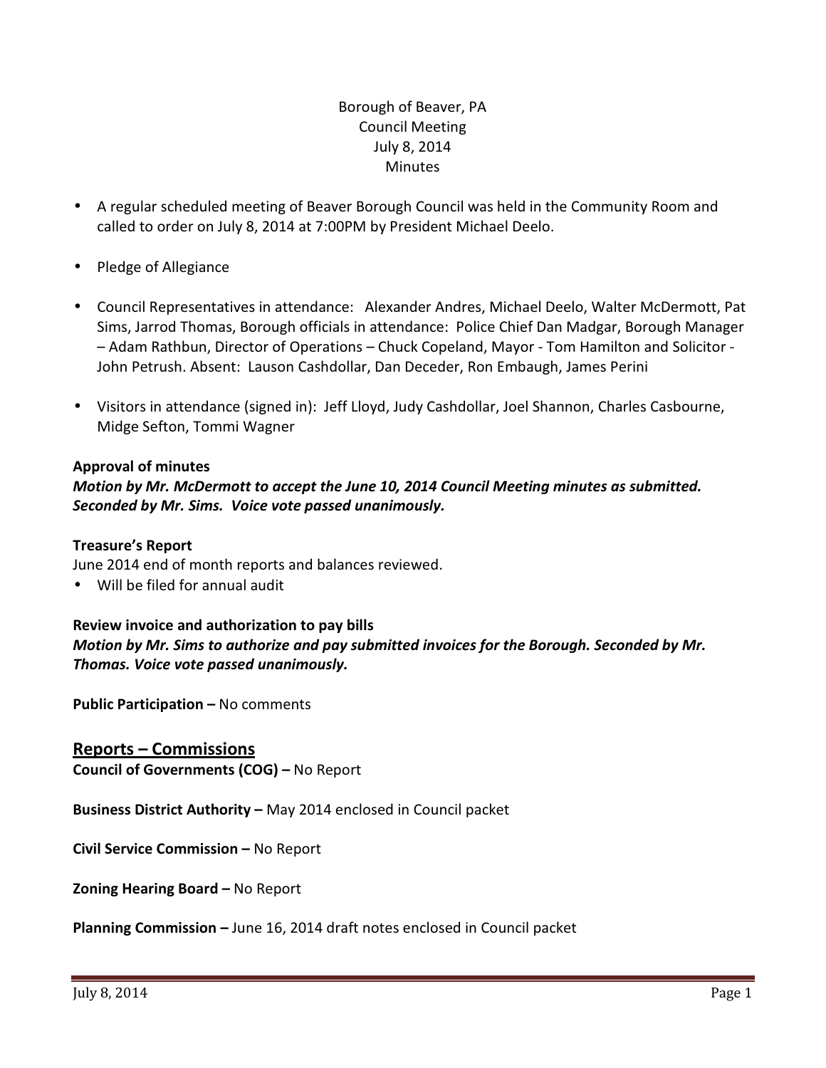Borough of Beaver, PA
Council Meeting
July 8, 2014
Minutes

- A regular scheduled meeting of Beaver Borough Council was held in the Community Room and called to order on July 8, 2014 at 7:00PM by President Michael Deelo.
- Pledge of Allegiance
- Council Representatives in attendance: Alexander Andres, Michael Deelo, Walter McDermott, Pat Sims, Jarrod Thomas, Borough officials in attendance: Police Chief Dan Madgar, Borough Manager – Adam Rathbun, Director of Operations – Chuck Copeland, Mayor - Tom Hamilton and Solicitor - John Petrush. Absent: Lauson Cashdollar, Dan Deceder, Ron Embaugh, James Perini
- Visitors in attendance (signed in): Jeff Lloyd, Judy Cashdollar, Joel Shannon, Charles Casbourne, Midge Sefton, Tommi Wagner

**Approval of minutes**

***Motion by Mr. McDermott to accept the June 10, 2014 Council Meeting minutes as submitted. Seconded by Mr. Sims. Voice vote passed unanimously.***

**Treasure's Report**

June 2014 end of month reports and balances reviewed.

- Will be filed for annual audit

**Review invoice and authorization to pay bills**

***Motion by Mr. Sims to authorize and pay submitted invoices for the Borough. Seconded by Mr. Thomas. Voice vote passed unanimously.***

**Public Participation –** No comments

## Reports – Commissions

**Council of Governments (COG) –** No Report

**Business District Authority –** May 2014 enclosed in Council packet

**Civil Service Commission –** No Report

**Zoning Hearing Board –** No Report

**Planning Commission –** June 16, 2014 draft notes enclosed in Council packet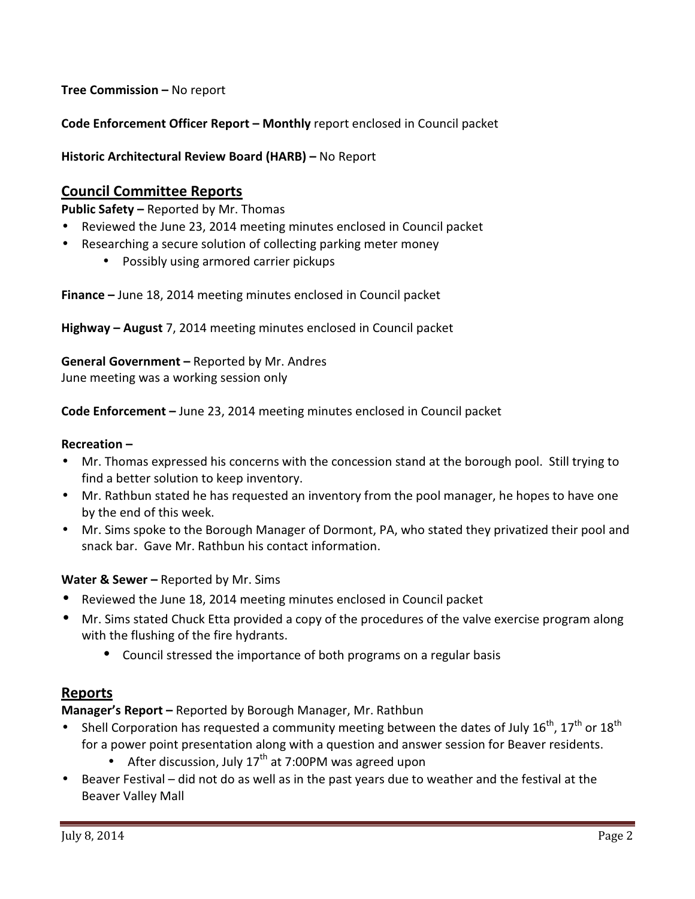**Tree Commission –** No report

**Code Enforcement Officer Report – Monthly** report enclosed in Council packet

**Historic Architectural Review Board (HARB) –** No Report

## Council Committee Reports

**Public Safety –** Reported by Mr. Thomas

- Reviewed the June 23, 2014 meeting minutes enclosed in Council packet
- Researching a secure solution of collecting parking meter money
    - Possibly using armored carrier pickups

**Finance –** June 18, 2014 meeting minutes enclosed in Council packet

**Highway – August** 7, 2014 meeting minutes enclosed in Council packet

**General Government –** Reported by Mr. Andres
June meeting was a working session only

**Code Enforcement –** June 23, 2014 meeting minutes enclosed in Council packet

**Recreation –**

- Mr. Thomas expressed his concerns with the concession stand at the borough pool. Still trying to find a better solution to keep inventory.
- Mr. Rathbun stated he has requested an inventory from the pool manager, he hopes to have one by the end of this week.
- Mr. Sims spoke to the Borough Manager of Dormont, PA, who stated they privatized their pool and snack bar. Gave Mr. Rathbun his contact information.

**Water & Sewer –** Reported by Mr. Sims

- Reviewed the June 18, 2014 meeting minutes enclosed in Council packet
- Mr. Sims stated Chuck Etta provided a copy of the procedures of the valve exercise program along with the flushing of the fire hydrants.
    - Council stressed the importance of both programs on a regular basis

## Reports

**Manager's Report –** Reported by Borough Manager, Mr. Rathbun

- Shell Corporation has requested a community meeting between the dates of July 16th, 17th or 18th for a power point presentation along with a question and answer session for Beaver residents.
    - After discussion, July 17th at 7:00PM was agreed upon
- Beaver Festival – did not do as well as in the past years due to weather and the festival at the Beaver Valley Mall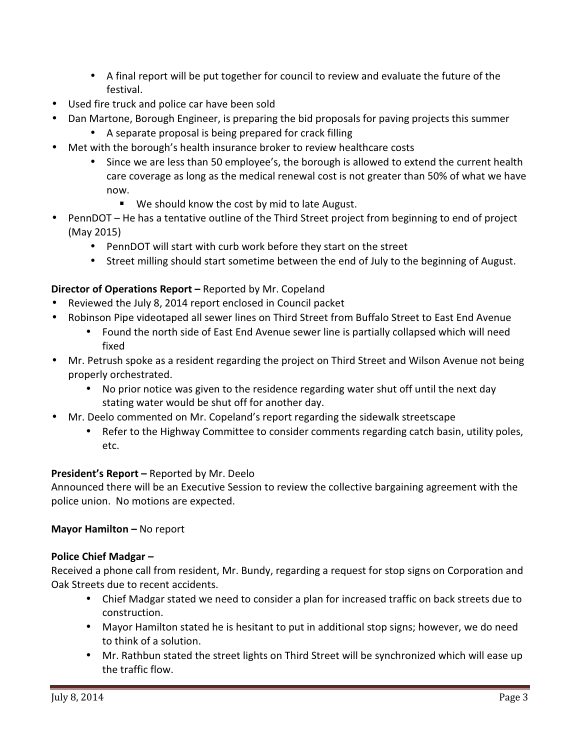- A final report will be put together for council to review and evaluate the future of the festival.
- Used fire truck and police car have been sold
- Dan Martone, Borough Engineer, is preparing the bid proposals for paving projects this summer
    - A separate proposal is being prepared for crack filling
- Met with the borough's health insurance broker to review healthcare costs
    - Since we are less than 50 employee's, the borough is allowed to extend the current health care coverage as long as the medical renewal cost is not greater than 50% of what we have now.
        - We should know the cost by mid to late August.
- PennDOT – He has a tentative outline of the Third Street project from beginning to end of project (May 2015)
    - PennDOT will start with curb work before they start on the street
    - Street milling should start sometime between the end of July to the beginning of August.

**Director of Operations Report –** Reported by Mr. Copeland

- Reviewed the July 8, 2014 report enclosed in Council packet
- Robinson Pipe videotaped all sewer lines on Third Street from Buffalo Street to East End Avenue
    - Found the north side of East End Avenue sewer line is partially collapsed which will need fixed
- Mr. Petrush spoke as a resident regarding the project on Third Street and Wilson Avenue not being properly orchestrated.
    - No prior notice was given to the residence regarding water shut off until the next day stating water would be shut off for another day.
- Mr. Deelo commented on Mr. Copeland's report regarding the sidewalk streetscape
    - Refer to the Highway Committee to consider comments regarding catch basin, utility poles, etc.

**President's Report –** Reported by Mr. Deelo

Announced there will be an Executive Session to review the collective bargaining agreement with the police union. No motions are expected.

**Mayor Hamilton –** No report

**Police Chief Madgar –**

Received a phone call from resident, Mr. Bundy, regarding a request for stop signs on Corporation and Oak Streets due to recent accidents.

- Chief Madgar stated we need to consider a plan for increased traffic on back streets due to construction.
- Mayor Hamilton stated he is hesitant to put in additional stop signs; however, we do need to think of a solution.
- Mr. Rathbun stated the street lights on Third Street will be synchronized which will ease up the traffic flow.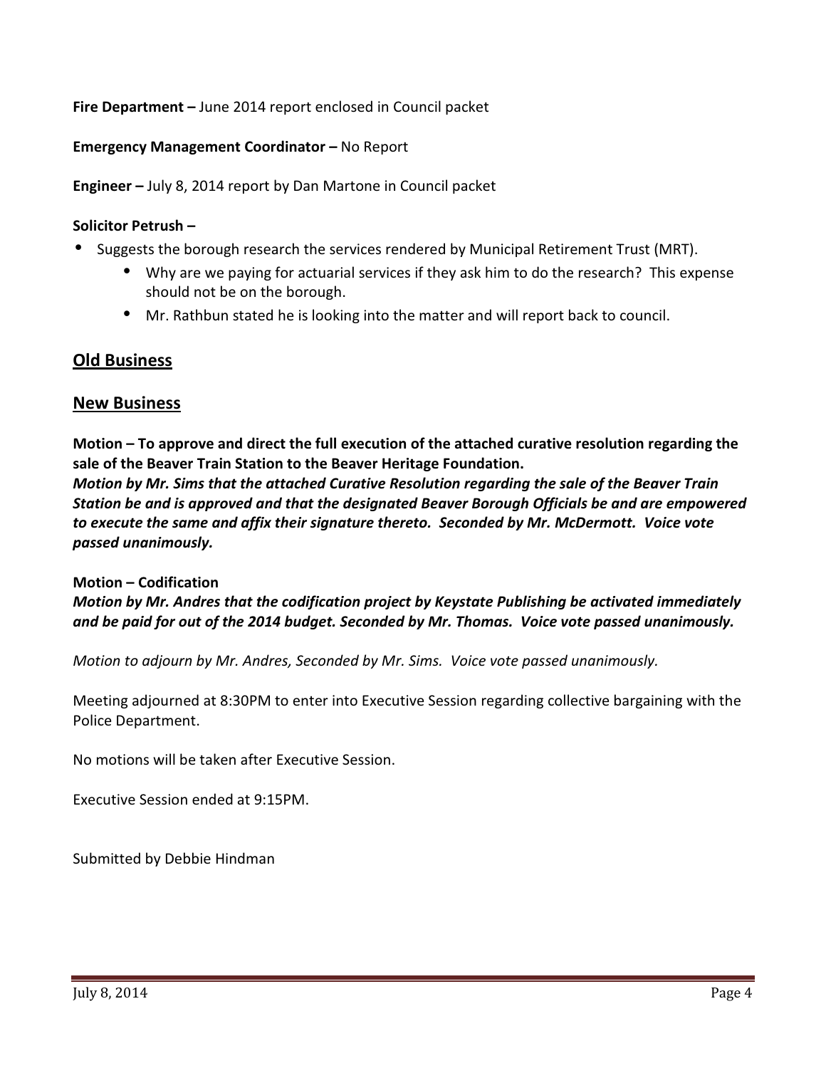**Fire Department –** June 2014 report enclosed in Council packet

**Emergency Management Coordinator –** No Report

**Engineer –** July 8, 2014 report by Dan Martone in Council packet

**Solicitor Petrush –**

- Suggests the borough research the services rendered by Municipal Retirement Trust (MRT).
    - Why are we paying for actuarial services if they ask him to do the research? This expense should not be on the borough.
    - Mr. Rathbun stated he is looking into the matter and will report back to council.

## Old Business

## New Business

**Motion – To approve and direct the full execution of the attached curative resolution regarding the sale of the Beaver Train Station to the Beaver Heritage Foundation.**
***Motion by Mr. Sims that the attached Curative Resolution regarding the sale of the Beaver Train Station be and is approved and that the designated Beaver Borough Officials be and are empowered to execute the same and affix their signature thereto. Seconded by Mr. McDermott. Voice vote passed unanimously.***

**Motion – Codification**
***Motion by Mr. Andres that the codification project by Keystate Publishing be activated immediately and be paid for out of the 2014 budget. Seconded by Mr. Thomas. Voice vote passed unanimously.***

*Motion to adjourn by Mr. Andres, Seconded by Mr. Sims. Voice vote passed unanimously.*

Meeting adjourned at 8:30PM to enter into Executive Session regarding collective bargaining with the Police Department.

No motions will be taken after Executive Session.

Executive Session ended at 9:15PM.

Submitted by Debbie Hindman